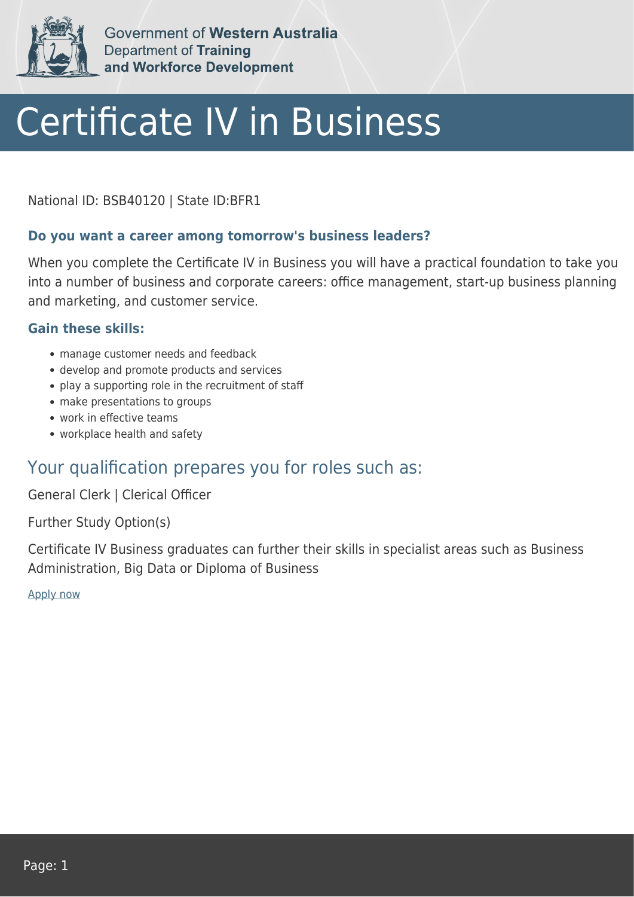Government of **Western Australia**
Department of **Training and Workforce Development**

# Certificate IV in Business

National ID: BSB40120 | State ID:BFR1

### Do you want a career among tomorrow's business leaders?

When you complete the Certificate IV in Business you will have a practical foundation to take you into a number of business and corporate careers: office management, start-up business planning and marketing, and customer service.

### Gain these skills:

- manage customer needs and feedback
- develop and promote products and services
- play a supporting role in the recruitment of staff
- make presentations to groups
- work in effective teams
- workplace health and safety

## Your qualification prepares you for roles such as:

General Clerk | Clerical Officer

Further Study Option(s)

Certificate IV Business graduates can further their skills in specialist areas such as Business Administration, Big Data or Diploma of Business

Apply now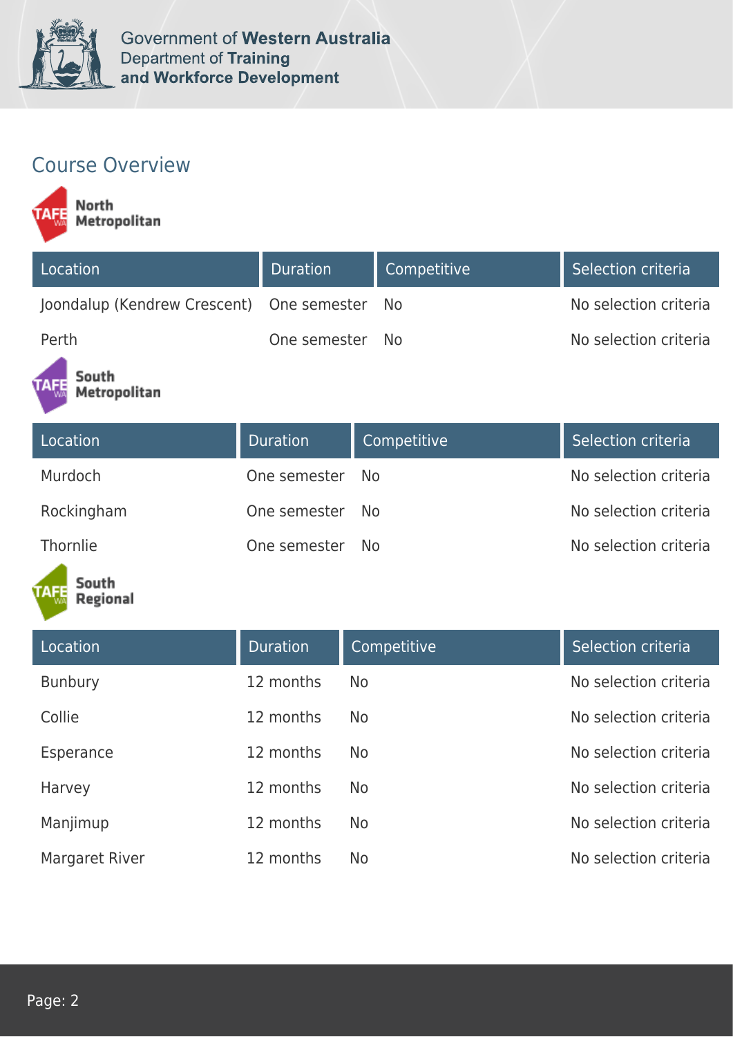## Course Overview

### North Metropolitan

| Location | Duration | Competitive | Selection criteria |
|---|---|---|---|
| Joondalup (Kendrew Crescent) | One semester | No | No selection criteria |
| Perth | One semester | No | No selection criteria |

### South Metropolitan

| Location | Duration | Competitive | Selection criteria |
|---|---|---|---|
| Murdoch | One semester | No | No selection criteria |
| Rockingham | One semester | No | No selection criteria |
| Thornlie | One semester | No | No selection criteria |

### South Regional

| Location | Duration | Competitive | Selection criteria |
|---|---|---|---|
| Bunbury | 12 months | No | No selection criteria |
| Collie | 12 months | No | No selection criteria |
| Esperance | 12 months | No | No selection criteria |
| Harvey | 12 months | No | No selection criteria |
| Manjimup | 12 months | No | No selection criteria |
| Margaret River | 12 months | No | No selection criteria |